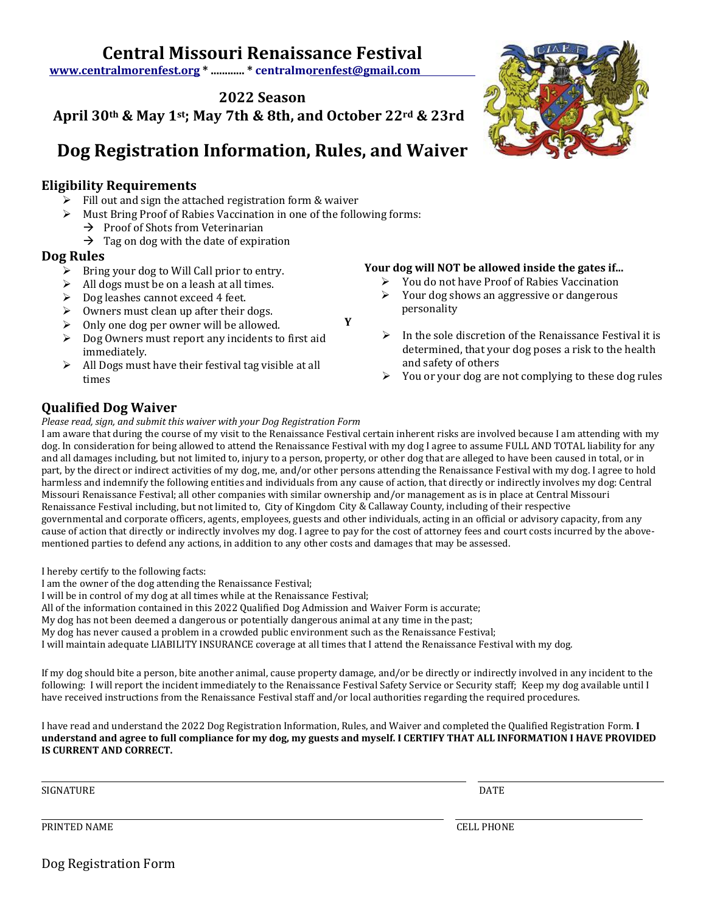# Central Missouri Renaissance Festival

www.centralmorenfest.org * ........... * centralmorenfest@gmail.com

**2022 Season**

**April 30th & May 1st; May 7th & 8th, and October 22rd & 23rd**

# Dog Registration Information, Rules, and Waiver

## Eligibility Requirements

- Fill out and sign the attached registration form & waiver
- Must Bring Proof of Rabies Vaccination in one of the following forms:
  - Proof of Shots from Veterinarian
  - Tag on dog with the date of expiration

## Dog Rules

- Bring your dog to Will Call prior to entry.
- All dogs must be on a leash at all times.
- Dog leashes cannot exceed 4 feet.
- Owners must clean up after their dogs.
- Only one dog per owner will be allowed.
- Dog Owners must report any incidents to first aid immediately.
- All Dogs must have their festival tag visible at all times

**Your dog will NOT be allowed inside the gates if...**

- You do not have Proof of Rabies Vaccination
- Your dog shows an aggressive or dangerous personality
- In the sole discretion of the Renaissance Festival it is determined, that your dog poses a risk to the health and safety of others
- You or your dog are not complying to these dog rules

**Y**

## Qualified Dog Waiver

*Please read, sign, and submit this waiver with your Dog Registration Form*

I am aware that during the course of my visit to the Renaissance Festival certain inherent risks are involved because I am attending with my dog. In consideration for being allowed to attend the Renaissance Festival with my dog I agree to assume FULL AND TOTAL liability for any and all damages including, but not limited to, injury to a person, property, or other dog that are alleged to have been caused in total, or in part, by the direct or indirect activities of my dog, me, and/or other persons attending the Renaissance Festival with my dog. I agree to hold harmless and indemnify the following entities and individuals from any cause of action, that directly or indirectly involves my dog: Central Missouri Renaissance Festival; all other companies with similar ownership and/or management as is in place at Central Missouri Renaissance Festival including, but not limited to, City of Kingdom City & Callaway County, including of their respective governmental and corporate officers, agents, employees, guests and other individuals, acting in an official or advisory capacity, from any cause of action that directly or indirectly involves my dog. I agree to pay for the cost of attorney fees and court costs incurred by the above-mentioned parties to defend any actions, in addition to any other costs and damages that may be assessed.

I hereby certify to the following facts:
I am the owner of the dog attending the Renaissance Festival;
I will be in control of my dog at all times while at the Renaissance Festival;
All of the information contained in this 2022 Qualified Dog Admission and Waiver Form is accurate;
My dog has not been deemed a dangerous or potentially dangerous animal at any time in the past;
My dog has never caused a problem in a crowded public environment such as the Renaissance Festival;
I will maintain adequate LIABILITY INSURANCE coverage at all times that I attend the Renaissance Festival with my dog.

If my dog should bite a person, bite another animal, cause property damage, and/or be directly or indirectly involved in any incident to the following: I will report the incident immediately to the Renaissance Festival Safety Service or Security staff; Keep my dog available until I have received instructions from the Renaissance Festival staff and/or local authorities regarding the required procedures.

I have read and understand the 2022 Dog Registration Information, Rules, and Waiver and completed the Qualified Registration Form. **I understand and agree to full compliance for my dog, my guests and myself. I CERTIFY THAT ALL INFORMATION I HAVE PROVIDED IS CURRENT AND CORRECT.**

SIGNATURE ______________________ DATE ______________________

PRINTED NAME ______________________ CELL PHONE ______________________

Dog Registration Form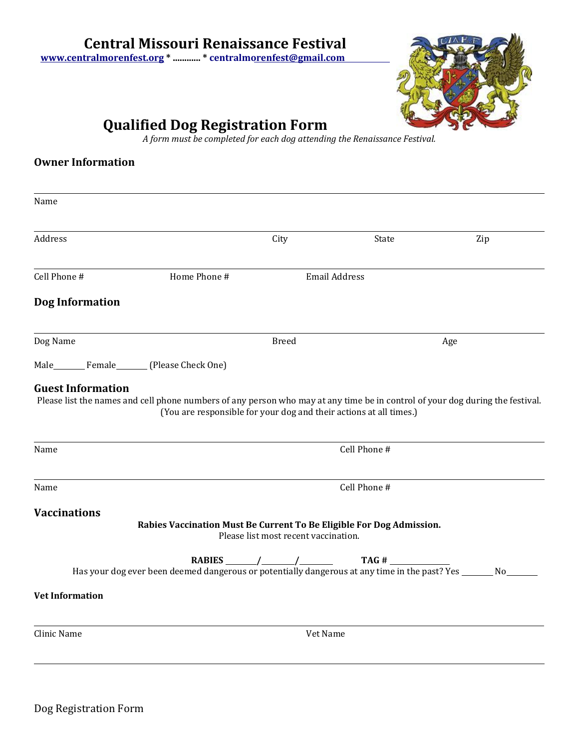# Central Missouri Renaissance Festival

www.centralmorenfest.org * ........... * centralmorenfest@gmail.com

## Qualified Dog Registration Form

*A form must be completed for each dog attending the Renaissance Festival.*

### Owner Information

Name

Address City State Zip

Cell Phone # Home Phone # Email Address

### Dog Information

Dog Name Breed Age

Male_______ Female_______ (Please Check One)

### Guest Information

Please list the names and cell phone numbers of any person who may at any time be in control of your dog during the festival. (You are responsible for your dog and their actions at all times.)

Name Cell Phone #

Name Cell Phone #

### Vaccinations

**Rabies Vaccination Must Be Current To Be Eligible For Dog Admission.**

Please list most recent vaccination.

**RABIES** _______/_______/_______ **TAG #** _____________

Has your dog ever been deemed dangerous or potentially dangerous at any time in the past? Yes _______ No_______

**Vet Information**

Clinic Name Vet Name